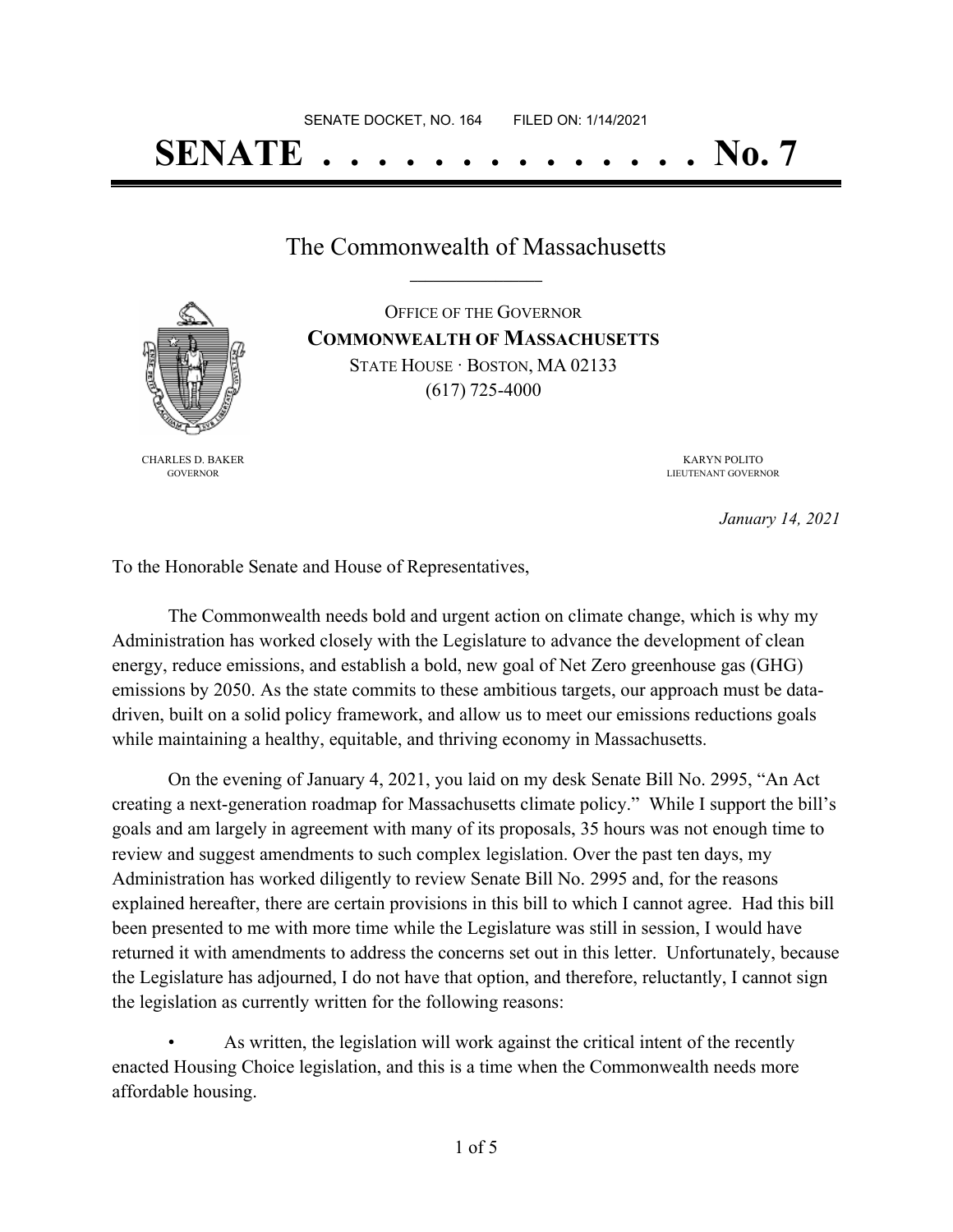SENATE DOCKET, NO. 164 FILED ON: 1/14/2021

# SENATE . . . . . . . . . . . . . . No. 7

## The Commonwealth of Massachusetts

OFFICE OF THE GOVERNOR
**COMMONWEALTH OF MASSACHUSETTS**
STATE HOUSE · BOSTON, MA 02133
(617) 725-4000

CHARLES D. BAKER
GOVERNOR

KARYN POLITO
LIEUTENANT GOVERNOR

*January 14, 2021*

To the Honorable Senate and House of Representatives,

The Commonwealth needs bold and urgent action on climate change, which is why my Administration has worked closely with the Legislature to advance the development of clean energy, reduce emissions, and establish a bold, new goal of Net Zero greenhouse gas (GHG) emissions by 2050. As the state commits to these ambitious targets, our approach must be data-driven, built on a solid policy framework, and allow us to meet our emissions reductions goals while maintaining a healthy, equitable, and thriving economy in Massachusetts.

On the evening of January 4, 2021, you laid on my desk Senate Bill No. 2995, "An Act creating a next-generation roadmap for Massachusetts climate policy." While I support the bill's goals and am largely in agreement with many of its proposals, 35 hours was not enough time to review and suggest amendments to such complex legislation. Over the past ten days, my Administration has worked diligently to review Senate Bill No. 2995 and, for the reasons explained hereafter, there are certain provisions in this bill to which I cannot agree. Had this bill been presented to me with more time while the Legislature was still in session, I would have returned it with amendments to address the concerns set out in this letter. Unfortunately, because the Legislature has adjourned, I do not have that option, and therefore, reluctantly, I cannot sign the legislation as currently written for the following reasons:

- As written, the legislation will work against the critical intent of the recently enacted Housing Choice legislation, and this is a time when the Commonwealth needs more affordable housing.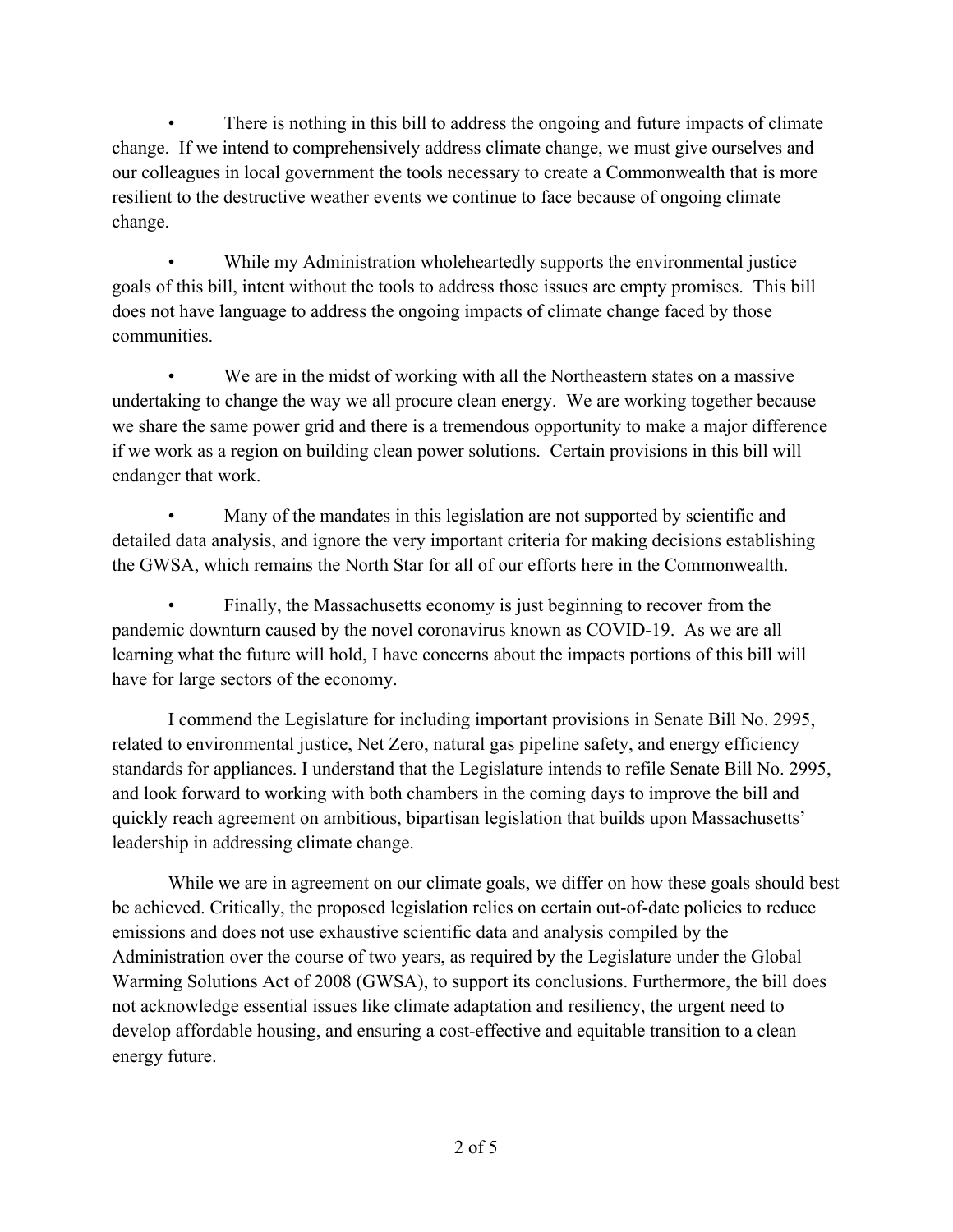- There is nothing in this bill to address the ongoing and future impacts of climate change. If we intend to comprehensively address climate change, we must give ourselves and our colleagues in local government the tools necessary to create a Commonwealth that is more resilient to the destructive weather events we continue to face because of ongoing climate change.

- While my Administration wholeheartedly supports the environmental justice goals of this bill, intent without the tools to address those issues are empty promises. This bill does not have language to address the ongoing impacts of climate change faced by those communities.

- We are in the midst of working with all the Northeastern states on a massive undertaking to change the way we all procure clean energy. We are working together because we share the same power grid and there is a tremendous opportunity to make a major difference if we work as a region on building clean power solutions. Certain provisions in this bill will endanger that work.

- Many of the mandates in this legislation are not supported by scientific and detailed data analysis, and ignore the very important criteria for making decisions establishing the GWSA, which remains the North Star for all of our efforts here in the Commonwealth.

- Finally, the Massachusetts economy is just beginning to recover from the pandemic downturn caused by the novel coronavirus known as COVID-19. As we are all learning what the future will hold, I have concerns about the impacts portions of this bill will have for large sectors of the economy.

I commend the Legislature for including important provisions in Senate Bill No. 2995, related to environmental justice, Net Zero, natural gas pipeline safety, and energy efficiency standards for appliances. I understand that the Legislature intends to refile Senate Bill No. 2995, and look forward to working with both chambers in the coming days to improve the bill and quickly reach agreement on ambitious, bipartisan legislation that builds upon Massachusetts' leadership in addressing climate change.

While we are in agreement on our climate goals, we differ on how these goals should best be achieved. Critically, the proposed legislation relies on certain out-of-date policies to reduce emissions and does not use exhaustive scientific data and analysis compiled by the Administration over the course of two years, as required by the Legislature under the Global Warming Solutions Act of 2008 (GWSA), to support its conclusions. Furthermore, the bill does not acknowledge essential issues like climate adaptation and resiliency, the urgent need to develop affordable housing, and ensuring a cost-effective and equitable transition to a clean energy future.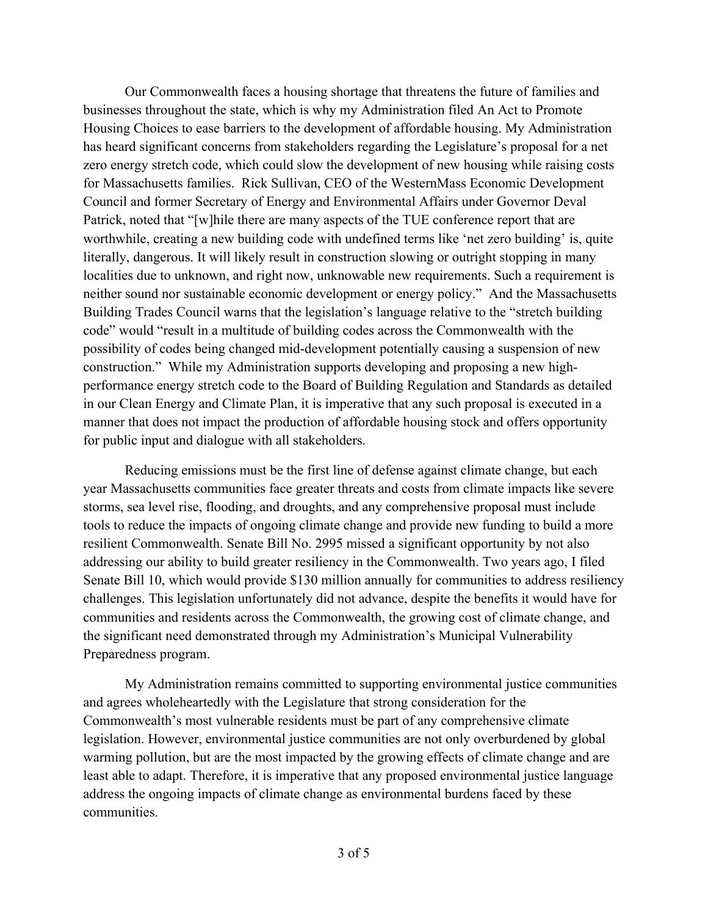Our Commonwealth faces a housing shortage that threatens the future of families and businesses throughout the state, which is why my Administration filed An Act to Promote Housing Choices to ease barriers to the development of affordable housing. My Administration has heard significant concerns from stakeholders regarding the Legislature's proposal for a net zero energy stretch code, which could slow the development of new housing while raising costs for Massachusetts families. Rick Sullivan, CEO of the WesternMass Economic Development Council and former Secretary of Energy and Environmental Affairs under Governor Deval Patrick, noted that "[w]hile there are many aspects of the TUE conference report that are worthwhile, creating a new building code with undefined terms like 'net zero building' is, quite literally, dangerous. It will likely result in construction slowing or outright stopping in many localities due to unknown, and right now, unknowable new requirements. Such a requirement is neither sound nor sustainable economic development or energy policy." And the Massachusetts Building Trades Council warns that the legislation's language relative to the "stretch building code" would "result in a multitude of building codes across the Commonwealth with the possibility of codes being changed mid-development potentially causing a suspension of new construction." While my Administration supports developing and proposing a new high-performance energy stretch code to the Board of Building Regulation and Standards as detailed in our Clean Energy and Climate Plan, it is imperative that any such proposal is executed in a manner that does not impact the production of affordable housing stock and offers opportunity for public input and dialogue with all stakeholders.

Reducing emissions must be the first line of defense against climate change, but each year Massachusetts communities face greater threats and costs from climate impacts like severe storms, sea level rise, flooding, and droughts, and any comprehensive proposal must include tools to reduce the impacts of ongoing climate change and provide new funding to build a more resilient Commonwealth. Senate Bill No. 2995 missed a significant opportunity by not also addressing our ability to build greater resiliency in the Commonwealth. Two years ago, I filed Senate Bill 10, which would provide $130 million annually for communities to address resiliency challenges. This legislation unfortunately did not advance, despite the benefits it would have for communities and residents across the Commonwealth, the growing cost of climate change, and the significant need demonstrated through my Administration's Municipal Vulnerability Preparedness program.

My Administration remains committed to supporting environmental justice communities and agrees wholeheartedly with the Legislature that strong consideration for the Commonwealth's most vulnerable residents must be part of any comprehensive climate legislation. However, environmental justice communities are not only overburdened by global warming pollution, but are the most impacted by the growing effects of climate change and are least able to adapt. Therefore, it is imperative that any proposed environmental justice language address the ongoing impacts of climate change as environmental burdens faced by these communities.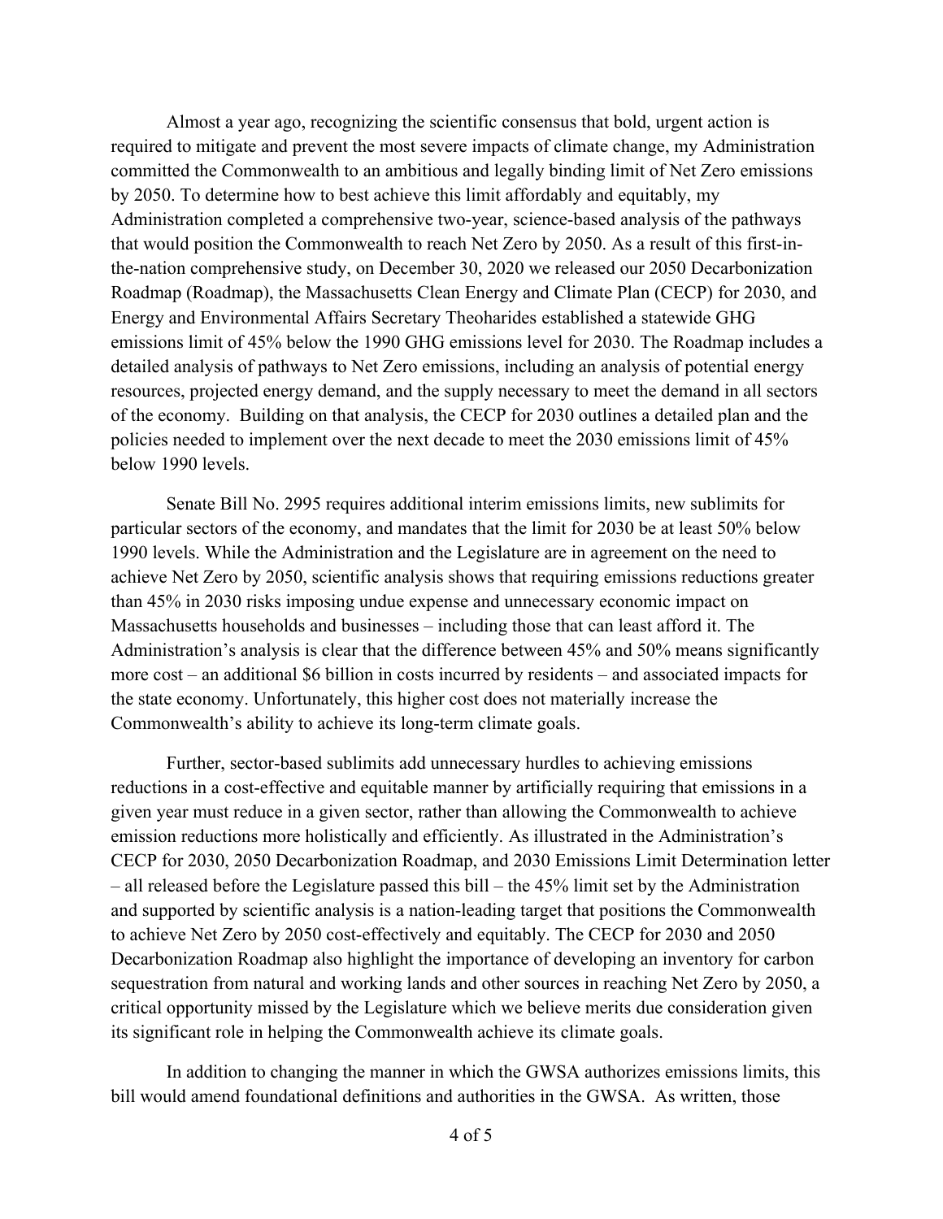Almost a year ago, recognizing the scientific consensus that bold, urgent action is required to mitigate and prevent the most severe impacts of climate change, my Administration committed the Commonwealth to an ambitious and legally binding limit of Net Zero emissions by 2050. To determine how to best achieve this limit affordably and equitably, my Administration completed a comprehensive two-year, science-based analysis of the pathways that would position the Commonwealth to reach Net Zero by 2050. As a result of this first-in-the-nation comprehensive study, on December 30, 2020 we released our 2050 Decarbonization Roadmap (Roadmap), the Massachusetts Clean Energy and Climate Plan (CECP) for 2030, and Energy and Environmental Affairs Secretary Theoharides established a statewide GHG emissions limit of 45% below the 1990 GHG emissions level for 2030. The Roadmap includes a detailed analysis of pathways to Net Zero emissions, including an analysis of potential energy resources, projected energy demand, and the supply necessary to meet the demand in all sectors of the economy. Building on that analysis, the CECP for 2030 outlines a detailed plan and the policies needed to implement over the next decade to meet the 2030 emissions limit of 45% below 1990 levels.

Senate Bill No. 2995 requires additional interim emissions limits, new sublimits for particular sectors of the economy, and mandates that the limit for 2030 be at least 50% below 1990 levels. While the Administration and the Legislature are in agreement on the need to achieve Net Zero by 2050, scientific analysis shows that requiring emissions reductions greater than 45% in 2030 risks imposing undue expense and unnecessary economic impact on Massachusetts households and businesses – including those that can least afford it. The Administration's analysis is clear that the difference between 45% and 50% means significantly more cost – an additional $6 billion in costs incurred by residents – and associated impacts for the state economy. Unfortunately, this higher cost does not materially increase the Commonwealth's ability to achieve its long-term climate goals.

Further, sector-based sublimits add unnecessary hurdles to achieving emissions reductions in a cost-effective and equitable manner by artificially requiring that emissions in a given year must reduce in a given sector, rather than allowing the Commonwealth to achieve emission reductions more holistically and efficiently. As illustrated in the Administration's CECP for 2030, 2050 Decarbonization Roadmap, and 2030 Emissions Limit Determination letter – all released before the Legislature passed this bill – the 45% limit set by the Administration and supported by scientific analysis is a nation-leading target that positions the Commonwealth to achieve Net Zero by 2050 cost-effectively and equitably. The CECP for 2030 and 2050 Decarbonization Roadmap also highlight the importance of developing an inventory for carbon sequestration from natural and working lands and other sources in reaching Net Zero by 2050, a critical opportunity missed by the Legislature which we believe merits due consideration given its significant role in helping the Commonwealth achieve its climate goals.

In addition to changing the manner in which the GWSA authorizes emissions limits, this bill would amend foundational definitions and authorities in the GWSA. As written, those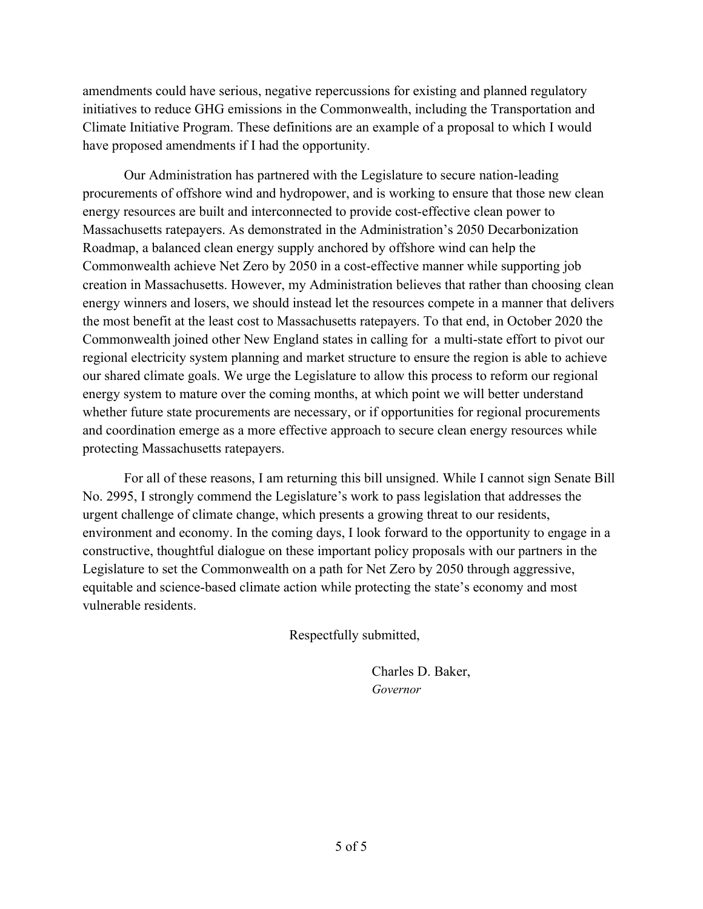amendments could have serious, negative repercussions for existing and planned regulatory initiatives to reduce GHG emissions in the Commonwealth, including the Transportation and Climate Initiative Program. These definitions are an example of a proposal to which I would have proposed amendments if I had the opportunity.

Our Administration has partnered with the Legislature to secure nation-leading procurements of offshore wind and hydropower, and is working to ensure that those new clean energy resources are built and interconnected to provide cost-effective clean power to Massachusetts ratepayers. As demonstrated in the Administration's 2050 Decarbonization Roadmap, a balanced clean energy supply anchored by offshore wind can help the Commonwealth achieve Net Zero by 2050 in a cost-effective manner while supporting job creation in Massachusetts. However, my Administration believes that rather than choosing clean energy winners and losers, we should instead let the resources compete in a manner that delivers the most benefit at the least cost to Massachusetts ratepayers. To that end, in October 2020 the Commonwealth joined other New England states in calling for a multi-state effort to pivot our regional electricity system planning and market structure to ensure the region is able to achieve our shared climate goals. We urge the Legislature to allow this process to reform our regional energy system to mature over the coming months, at which point we will better understand whether future state procurements are necessary, or if opportunities for regional procurements and coordination emerge as a more effective approach to secure clean energy resources while protecting Massachusetts ratepayers.

For all of these reasons, I am returning this bill unsigned. While I cannot sign Senate Bill No. 2995, I strongly commend the Legislature's work to pass legislation that addresses the urgent challenge of climate change, which presents a growing threat to our residents, environment and economy. In the coming days, I look forward to the opportunity to engage in a constructive, thoughtful dialogue on these important policy proposals with our partners in the Legislature to set the Commonwealth on a path for Net Zero by 2050 through aggressive, equitable and science-based climate action while protecting the state's economy and most vulnerable residents.

Respectfully submitted,

Charles D. Baker,
*Governor*